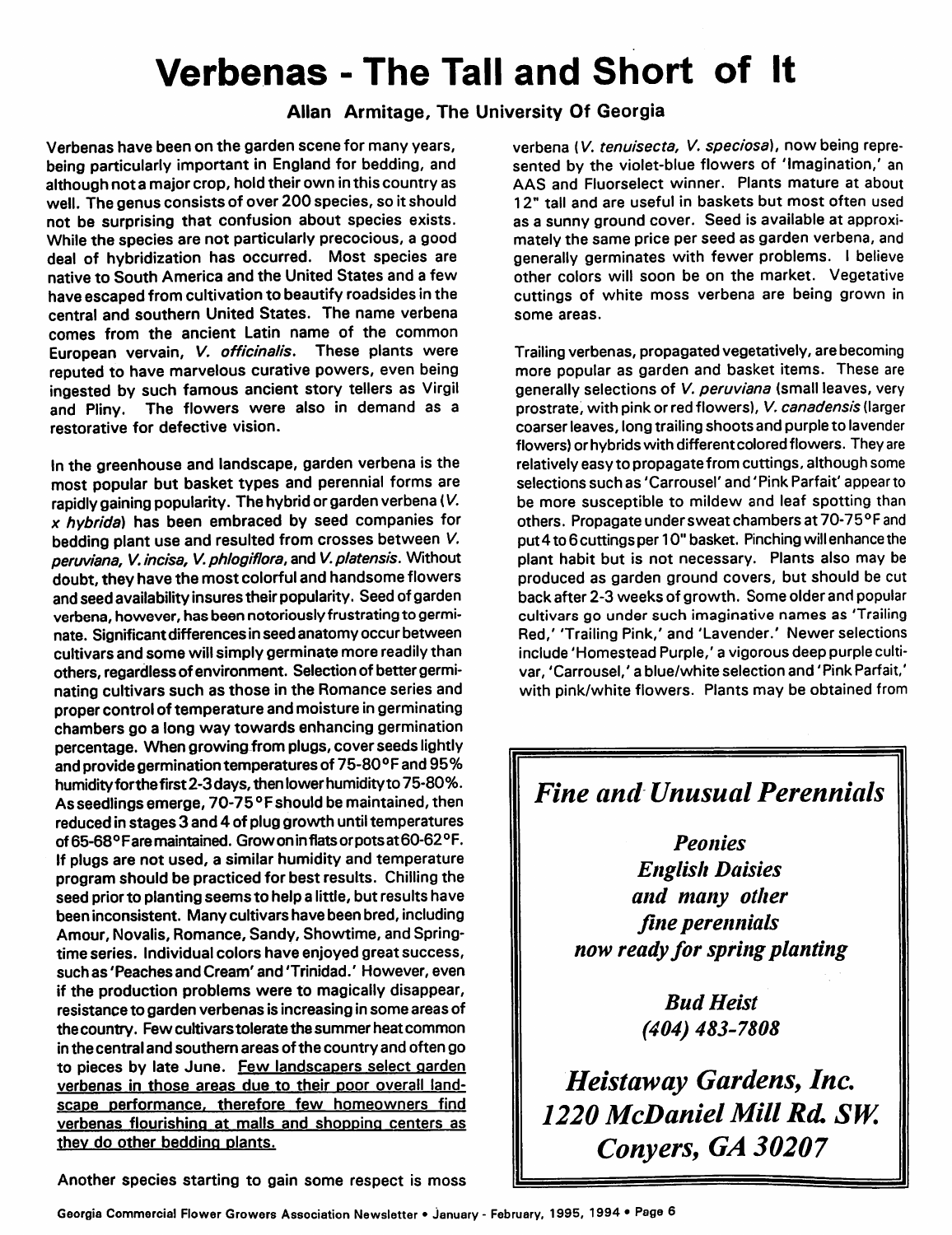# Verbenas - The Tall and Short of It

**Allan Armitage, The University Of Georgia**

Verbenas have been on the garden scene for many years, being particularly important in England for bedding, and although not a major crop, hold their own in this country as well. The genus consists of over 200 species, so it should not be surprising that confusion about species exists. While the species are not particularly precocious, a good deal of hybridization has occurred. Most species are native to South America and the United States and a few have escaped from cultivation to beautify roadsides in the central and southern United States. The name verbena comes from the ancient Latin name of the common European vervain, *V. officinalis*. These plants were reputed to have marvelous curative powers, even being ingested by such famous ancient story tellers as Virgil and Pliny. The flowers were also in demand as a restorative for defective vision.

In the greenhouse and landscape, garden verbena is the most popular but basket types and perennial forms are rapidly gaining popularity. The hybrid or garden verbena (*V. x hybrida*) has been embraced by seed companies for bedding plant use and resulted from crosses between *V. peruviana*, *V. incisa*, *V. phlogiflora*, and *V. platensis*. Without doubt, they have the most colorful and handsome flowers and seed availability insures their popularity. Seed of garden verbena, however, has been notoriously frustrating to germinate. Significant differences in seed anatomy occur between cultivars and some will simply germinate more readily than others, regardless of environment. Selection of better germinating cultivars such as those in the Romance series and proper control of temperature and moisture in germinating chambers go a long way towards enhancing germination percentage. When growing from plugs, cover seeds lightly and provide germination temperatures of 75-80°F and 95% humidity for the first 2-3 days, then lower humidity to 75-80%. As seedlings emerge, 70-75°F should be maintained, then reduced in stages 3 and 4 of plug growth until temperatures of 65-68°F are maintained. Grow on in flats or pots at 60-62°F. If plugs are not used, a similar humidity and temperature program should be practiced for best results. Chilling the seed prior to planting seems to help a little, but results have been inconsistent. Many cultivars have been bred, including Amour, Novalis, Romance, Sandy, Showtime, and Springtime series. Individual colors have enjoyed great success, such as 'Peaches and Cream' and 'Trinidad.' However, even if the production problems were to magically disappear, resistance to garden verbenas is increasing in some areas of the country. Few cultivars tolerate the summer heat common in the central and southern areas of the country and often go to pieces by late June. <u>Few landscapers select garden verbenas in those areas due to their poor overall landscape performance, therefore few homeowners find verbenas flourishing at malls and shopping centers as they do other bedding plants.</u>

Another species starting to gain some respect is moss verbena (*V. tenuisecta*, *V. speciosa*), now being represented by the violet-blue flowers of 'Imagination,' an AAS and Fluorselect winner. Plants mature at about 12" tall and are useful in baskets but most often used as a sunny ground cover. Seed is available at approximately the same price per seed as garden verbena, and generally germinates with fewer problems. I believe other colors will soon be on the market. Vegetative cuttings of white moss verbena are being grown in some areas.

Trailing verbenas, propagated vegetatively, are becoming more popular as garden and basket items. These are generally selections of *V. peruviana* (small leaves, very prostrate, with pink or red flowers), *V. canadensis* (larger coarser leaves, long trailing shoots and purple to lavender flowers) or hybrids with different colored flowers. They are relatively easy to propagate from cuttings, although some selections such as 'Carrousel' and 'Pink Parfait' appear to be more susceptible to mildew and leaf spotting than others. Propagate under sweat chambers at 70-75°F and put 4 to 6 cuttings per 10" basket. Pinching will enhance the plant habit but is not necessary. Plants also may be produced as garden ground covers, but should be cut back after 2-3 weeks of growth. Some older and popular cultivars go under such imaginative names as 'Trailing Red,' 'Trailing Pink,' and 'Lavender.' Newer selections include 'Homestead Purple,' a vigorous deep purple cultivar, 'Carrousel,' a blue/white selection and 'Pink Parfait,' with pink/white flowers. Plants may be obtained from

---

***Fine and Unusual Perennials***

***Peonies***
***English Daisies***
***and many other***
***fine perennials***
***now ready for spring planting***

***Bud Heist***
***(404) 483-7808***

***Heistaway Gardens, Inc.***
***1220 McDaniel Mill Rd. SW.***
***Conyers, GA 30207***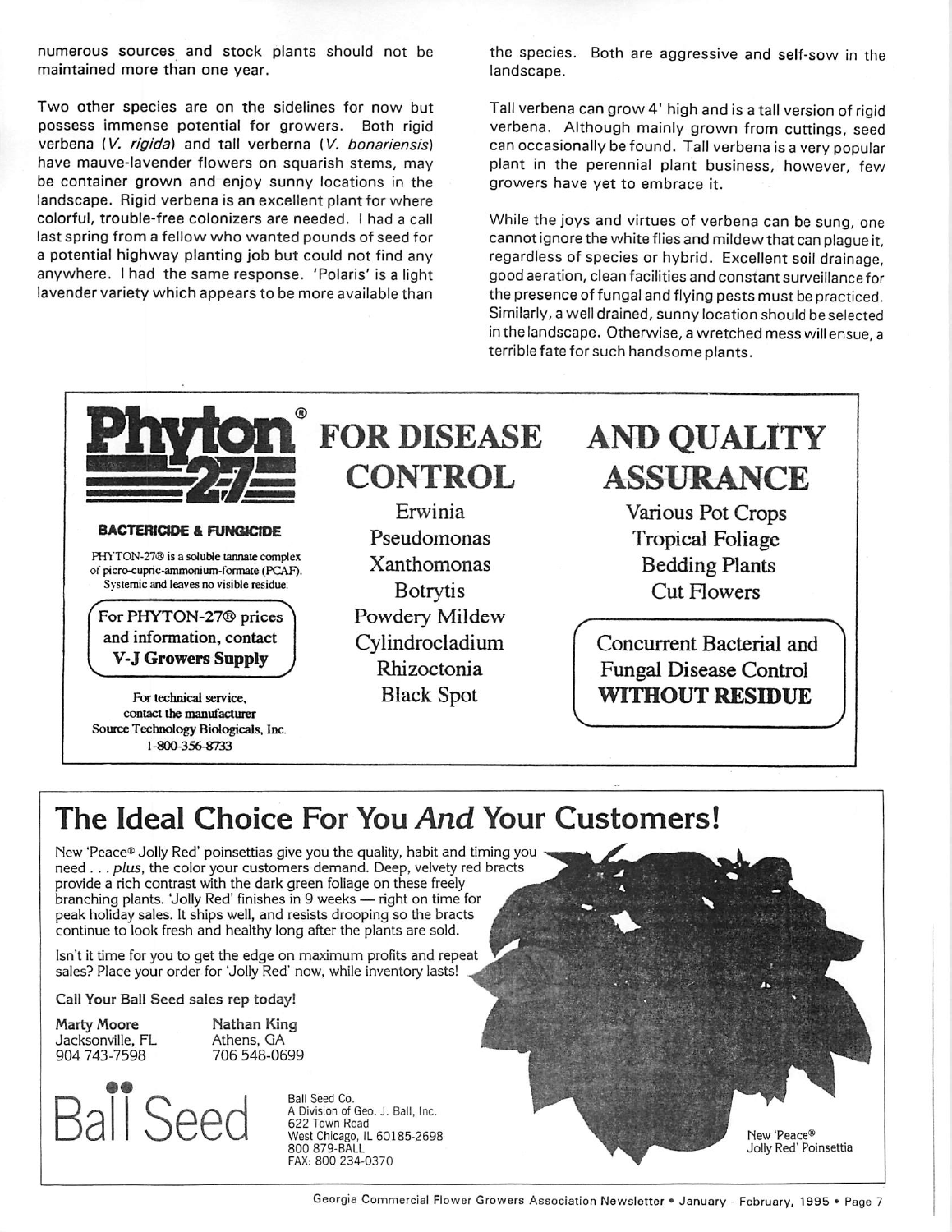numerous sources and stock plants should not be maintained more than one year.

Two other species are on the sidelines for now but possess immense potential for growers. Both rigid verbena (*V. rigida*) and tall verberna (*V. bonariensis*) have mauve-lavender flowers on squarish stems, may be container grown and enjoy sunny locations in the landscape. Rigid verbena is an excellent plant for where colorful, trouble-free colonizers are needed. I had a call last spring from a fellow who wanted pounds of seed for a potential highway planting job but could not find any anywhere. I had the same response. 'Polaris' is a light lavender variety which appears to be more available than the species. Both are aggressive and self-sow in the landscape.

Tall verbena can grow 4' high and is a tall version of rigid verbena. Although mainly grown from cuttings, seed can occasionally be found. Tall verbena is a very popular plant in the perennial plant business, however, few growers have yet to embrace it.

While the joys and virtues of verbena can be sung, one cannot ignore the white flies and mildew that can plague it, regardless of species or hybrid. Excellent soil drainage, good aeration, clean facilities and constant surveillance for the presence of fungal and flying pests must be practiced. Similarly, a well drained, sunny location should be selected in the landscape. Otherwise, a wretched mess will ensue, a terrible fate for such handsome plants.

---

**Phyton® 27**

**BACTERICIDE & FUNGICIDE**

PHYTON-27® is a soluble tannate complex of picro-cupric-ammonium-formate (PCAF). Systemic and leaves no visible residue.

For PHYTON-27® prices and information, contact **V-J Growers Supply**

For technical service, contact the manufacturer Source Technology Biologicals, Inc. 1-800-356-8733

## FOR DISEASE CONTROL

Erwinia
Pseudomonas
Xanthomonas
Botrytis
Powdery Mildew
Cylindrocladium
Rhizoctonia
Black Spot

## AND QUALITY ASSURANCE

Various Pot Crops
Tropical Foliage
Bedding Plants
Cut Flowers

Concurrent Bacterial and Fungal Disease Control **WITHOUT RESIDUE**

---

## The Ideal Choice For You *And* Your Customers!

New 'Peace® Jolly Red' poinsettias give you the quality, habit and timing you need . . . *plus*, the color your customers demand. Deep, velvety red bracts provide a rich contrast with the dark green foliage on these freely branching plants. 'Jolly Red' finishes in 9 weeks — right on time for peak holiday sales. It ships well, and resists drooping so the bracts continue to look fresh and healthy long after the plants are sold.

Isn't it time for you to get the edge on maximum profits and repeat sales? Place your order for 'Jolly Red' now, while inventory lasts!

**Call Your Ball Seed sales rep today!**

Marty Moore
Jacksonville, FL
904 743-7598

Nathan King
Athens, GA
706 548-0699

Ball Seed

Ball Seed Co.
A Division of Geo. J. Ball, Inc.
622 Town Road
West Chicago, IL 60185-2698
800 879-BALL
FAX: 800 234-0370

New 'Peace® Jolly Red' Poinsettia